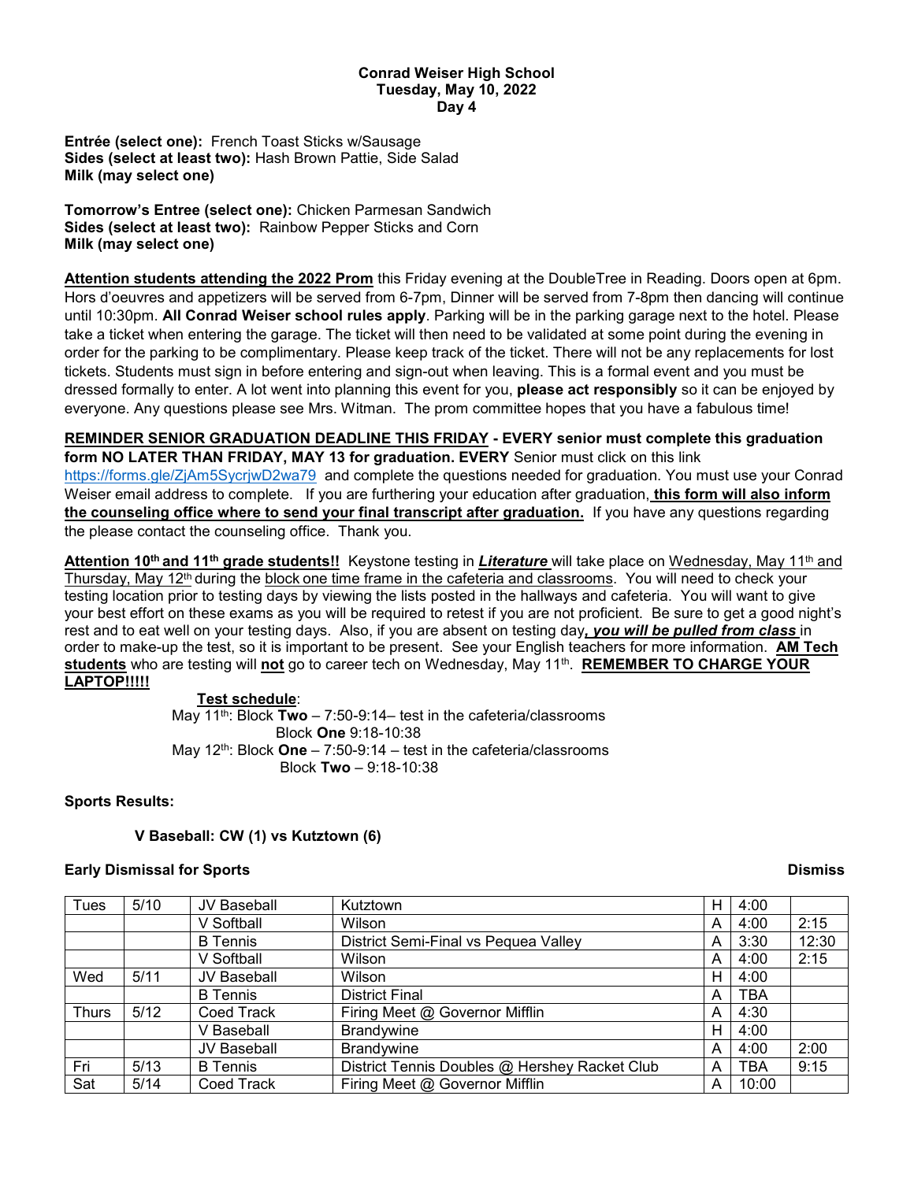**Conrad Weiser High School**
**Tuesday, May 10, 2022**
**Day 4**

**Entrée (select one):** French Toast Sticks w/Sausage
**Sides (select at least two):** Hash Brown Pattie, Side Salad
**Milk (may select one)**

**Tomorrow's Entree (select one):** Chicken Parmesan Sandwich
**Sides (select at least two):** Rainbow Pepper Sticks and Corn
**Milk (may select one)**

**Attention students attending the 2022 Prom** this Friday evening at the DoubleTree in Reading. Doors open at 6pm. Hors d'oeuvres and appetizers will be served from 6-7pm, Dinner will be served from 7-8pm then dancing will continue until 10:30pm. **All Conrad Weiser school rules apply**. Parking will be in the parking garage next to the hotel. Please take a ticket when entering the garage. The ticket will then need to be validated at some point during the evening in order for the parking to be complimentary. Please keep track of the ticket. There will not be any replacements for lost tickets. Students must sign in before entering and sign-out when leaving. This is a formal event and you must be dressed formally to enter. A lot went into planning this event for you, **please act responsibly** so it can be enjoyed by everyone. Any questions please see Mrs. Witman. The prom committee hopes that you have a fabulous time!

**REMINDER SENIOR GRADUATION DEADLINE THIS FRIDAY - EVERY senior must complete this graduation form NO LATER THAN FRIDAY, MAY 13 for graduation. EVERY** Senior must click on this link https://forms.gle/ZjAm5SycrjwD2wa79 and complete the questions needed for graduation. You must use your Conrad Weiser email address to complete. If you are furthering your education after graduation, **this form will also inform the counseling office where to send your final transcript after graduation.** If you have any questions regarding the please contact the counseling office. Thank you.

**Attention 10th and 11th grade students!!** Keystone testing in ***Literature*** will take place on Wednesday, May 11th and Thursday, May 12th during the block one time frame in the cafeteria and classrooms. You will need to check your testing location prior to testing days by viewing the lists posted in the hallways and cafeteria. You will want to give your best effort on these exams as you will be required to retest if you are not proficient. Be sure to get a good night's rest and to eat well on your testing days. Also, if you are absent on testing day***, you will be pulled from class*** in order to make-up the test, so it is important to be present. See your English teachers for more information. **AM Tech students** who are testing will **not** go to career tech on Wednesday, May 11th. **REMEMBER TO CHARGE YOUR LAPTOP!!!!!**

**Test schedule**:
May 11th: Block **Two** – 7:50-9:14– test in the cafeteria/classrooms
Block **One** 9:18-10:38
May 12th: Block **One** – 7:50-9:14 – test in the cafeteria/classrooms
Block **Two** – 9:18-10:38

**Sports Results:**

**V Baseball: CW (1) vs Kutztown (6)**

**Early Dismissal for Sports** **Dismiss**

| | | | | | | Dismiss |
|---|---|---|---|---|---|---|
| Tues | 5/10 | JV Baseball | Kutztown | H | 4:00 | |
| | | V Softball | Wilson | A | 4:00 | 2:15 |
| | | B Tennis | District Semi-Final vs Pequea Valley | A | 3:30 | 12:30 |
| | | V Softball | Wilson | A | 4:00 | 2:15 |
| Wed | 5/11 | JV Baseball | Wilson | H | 4:00 | |
| | | B Tennis | District Final | A | TBA | |
| Thurs | 5/12 | Coed Track | Firing Meet @ Governor Mifflin | A | 4:30 | |
| | | V Baseball | Brandywine | H | 4:00 | |
| | | JV Baseball | Brandywine | A | 4:00 | 2:00 |
| Fri | 5/13 | B Tennis | District Tennis Doubles @ Hershey Racket Club | A | TBA | 9:15 |
| Sat | 5/14 | Coed Track | Firing Meet @ Governor Mifflin | A | 10:00 | |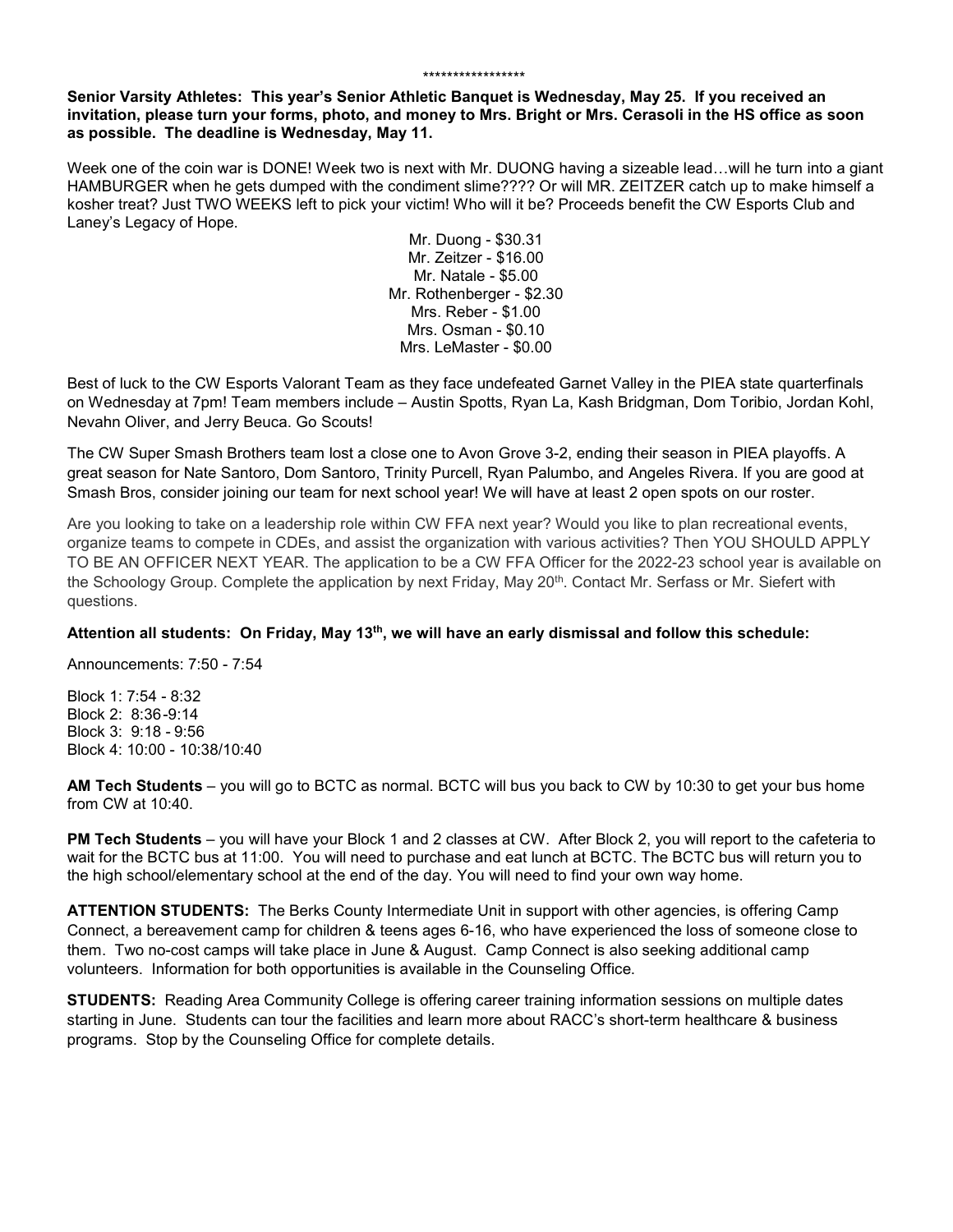*****************

**Senior Varsity Athletes: This year's Senior Athletic Banquet is Wednesday, May 25. If you received an invitation, please turn your forms, photo, and money to Mrs. Bright or Mrs. Cerasoli in the HS office as soon as possible. The deadline is Wednesday, May 11.**

Week one of the coin war is DONE! Week two is next with Mr. DUONG having a sizeable lead…will he turn into a giant HAMBURGER when he gets dumped with the condiment slime???? Or will MR. ZEITZER catch up to make himself a kosher treat? Just TWO WEEKS left to pick your victim! Who will it be? Proceeds benefit the CW Esports Club and Laney's Legacy of Hope.

Mr. Duong - $30.31
Mr. Zeitzer - $16.00
Mr. Natale - $5.00
Mr. Rothenberger - $2.30
Mrs. Reber - $1.00
Mrs. Osman - $0.10
Mrs. LeMaster - $0.00

Best of luck to the CW Esports Valorant Team as they face undefeated Garnet Valley in the PIEA state quarterfinals on Wednesday at 7pm! Team members include – Austin Spotts, Ryan La, Kash Bridgman, Dom Toribio, Jordan Kohl, Nevahn Oliver, and Jerry Beuca. Go Scouts!

The CW Super Smash Brothers team lost a close one to Avon Grove 3-2, ending their season in PIEA playoffs. A great season for Nate Santoro, Dom Santoro, Trinity Purcell, Ryan Palumbo, and Angeles Rivera. If you are good at Smash Bros, consider joining our team for next school year! We will have at least 2 open spots on our roster.

Are you looking to take on a leadership role within CW FFA next year? Would you like to plan recreational events, organize teams to compete in CDEs, and assist the organization with various activities? Then YOU SHOULD APPLY TO BE AN OFFICER NEXT YEAR. The application to be a CW FFA Officer for the 2022-23 school year is available on the Schoology Group. Complete the application by next Friday, May 20th. Contact Mr. Serfass or Mr. Siefert with questions.

**Attention all students: On Friday, May 13th, we will have an early dismissal and follow this schedule:**

Announcements: 7:50 - 7:54

Block 1: 7:54 - 8:32
Block 2: 8:36-9:14
Block 3: 9:18 - 9:56
Block 4: 10:00 - 10:38/10:40

**AM Tech Students** – you will go to BCTC as normal. BCTC will bus you back to CW by 10:30 to get your bus home from CW at 10:40.

**PM Tech Students** – you will have your Block 1 and 2 classes at CW. After Block 2, you will report to the cafeteria to wait for the BCTC bus at 11:00. You will need to purchase and eat lunch at BCTC. The BCTC bus will return you to the high school/elementary school at the end of the day. You will need to find your own way home.

**ATTENTION STUDENTS:** The Berks County Intermediate Unit in support with other agencies, is offering Camp Connect, a bereavement camp for children & teens ages 6-16, who have experienced the loss of someone close to them. Two no-cost camps will take place in June & August. Camp Connect is also seeking additional camp volunteers. Information for both opportunities is available in the Counseling Office.

**STUDENTS:** Reading Area Community College is offering career training information sessions on multiple dates starting in June. Students can tour the facilities and learn more about RACC's short-term healthcare & business programs. Stop by the Counseling Office for complete details.